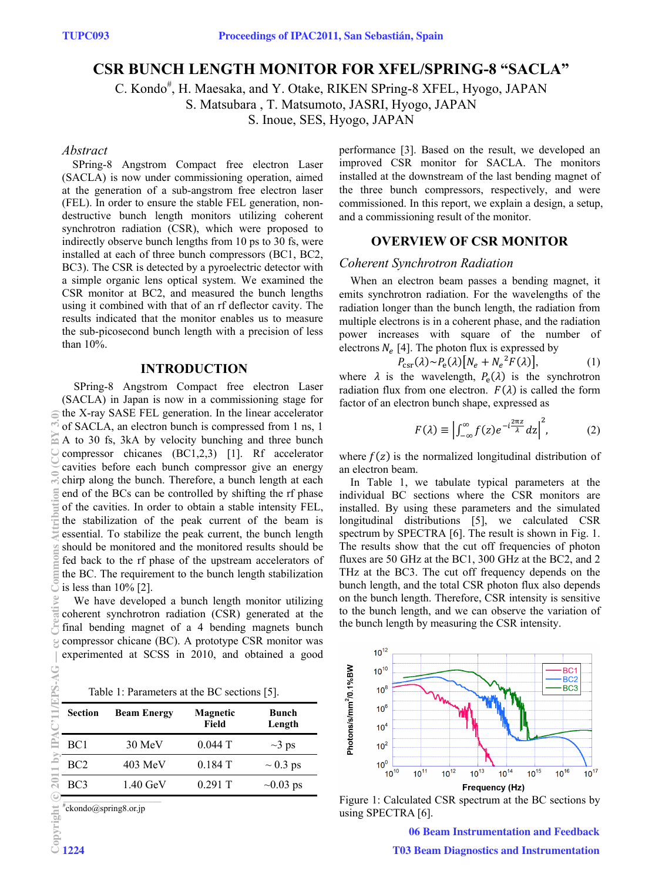# CSR BUNCH LENGTH MONITOR FOR XFEL/SPRING-8 "SACLA"

C. Kondo#, H. Maesaka, and Y. Otake, RIKEN SPring-8 XFEL, Hyogo, JAPAN
S. Matsubara , T. Matsumoto, JASRI, Hyogo, JAPAN
S. Inoue, SES, Hyogo, JAPAN

## *Abstract*

SPring-8 Angstrom Compact free electron Laser (SACLA) is now under commissioning operation, aimed at the generation of a sub-angstrom free electron laser (FEL). In order to ensure the stable FEL generation, non-destructive bunch length monitors utilizing coherent synchrotron radiation (CSR), which were proposed to indirectly observe bunch lengths from 10 ps to 30 fs, were installed at each of three bunch compressors (BC1, BC2, BC3). The CSR is detected by a pyroelectric detector with a simple organic lens optical system. We examined the CSR monitor at BC2, and measured the bunch lengths using it combined with that of an rf deflector cavity. The results indicated that the monitor enables us to measure the sub-picosecond bunch length with a precision of less than 10%.

## INTRODUCTION

SPring-8 Angstrom Compact free electron Laser (SACLA) in Japan is now in a commissioning stage for the X-ray SASE FEL generation. In the linear accelerator of SACLA, an electron bunch is compressed from 1 ns, 1 A to 30 fs, 3kA by velocity bunching and three bunch compressor chicanes (BC1,2,3) [1]. Rf accelerator cavities before each bunch compressor give an energy chirp along the bunch. Therefore, a bunch length at each end of the BCs can be controlled by shifting the rf phase of the cavities. In order to obtain a stable intensity FEL, the stabilization of the peak current of the beam is essential. To stabilize the peak current, the bunch length should be monitored and the monitored results should be fed back to the rf phase of the upstream accelerators of the BC. The requirement to the bunch length stabilization is less than 10% [2].

We have developed a bunch length monitor utilizing coherent synchrotron radiation (CSR) generated at the final bending magnet of a 4 bending magnets bunch compressor chicane (BC). A prototype CSR monitor was experimented at SCSS in 2010, and obtained a good performance [3]. Based on the result, we developed an improved CSR monitor for SACLA. The monitors installed at the downstream of the last bending magnet of the three bunch compressors, respectively, and were commissioned. In this report, we explain a design, a setup, and a commissioning result of the monitor.

Table 1: Parameters at the BC sections [5].

| Section | Beam Energy | Magnetic Field | Bunch Length |
|---|---|---|---|
| BC1 | 30 MeV | 0.044 T | ~3 ps |
| BC2 | 403 MeV | 0.184 T | ~ 0.3 ps |
| BC3 | 1.40 GeV | 0.291 T | ~0.03 ps |

#ckondo@spring8.or.jp

## OVERVIEW OF CSR MONITOR

### *Coherent Synchrotron Radiation*

When an electron beam passes a bending magnet, it emits synchrotron radiation. For the wavelengths of the radiation longer than the bunch length, the radiation from multiple electrons is in a coherent phase, and the radiation power increases with square of the number of electrons $N_e$ [4]. The photon flux is expressed by

$$P_{\mathrm{csr}}(\lambda) \sim P_{\mathrm{e}}(\lambda)\left[N_e + N_e^{\,2} F(\lambda)\right], \tag{1}$$

where $\lambda$ is the wavelength, $P_{\mathrm{e}}(\lambda)$ is the synchrotron radiation flux from one electron. $F(\lambda)$ is called the form factor of an electron bunch shape, expressed as

$$F(\lambda) \equiv \left| \int_{-\infty}^{\infty} f(z) e^{-i\frac{2\pi z}{\lambda}} dz \right|^2, \tag{2}$$

where $f(z)$ is the normalized longitudinal distribution of an electron beam.

In Table 1, we tabulate typical parameters at the individual BC sections where the CSR monitors are installed. By using these parameters and the simulated longitudinal distributions [5], we calculated CSR spectrum by SPECTRA [6]. The result is shown in Fig. 1. The results show that the cut off frequencies of photon fluxes are 50 GHz at the BC1, 300 GHz at the BC2, and 2 THz at the BC3. The cut off frequency depends on the bunch length, and the total CSR photon flux also depends on the bunch length. Therefore, CSR intensity is sensitive to the bunch length, and we can observe the variation of the bunch length by measuring the CSR intensity.

Figure 1: Calculated CSR spectrum at the BC sections by using SPECTRA [6].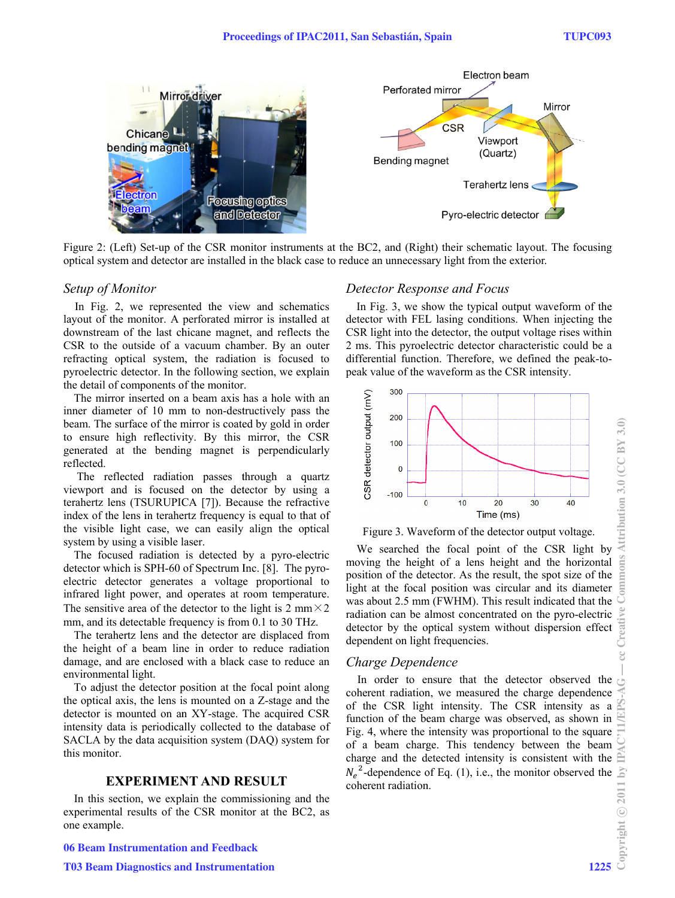Figure 2: (Left) Set-up of the CSR monitor instruments at the BC2, and (Right) their schematic layout. The focusing optical system and detector are installed in the black case to reduce an unnecessary light from the exterior.

### *Setup of Monitor*

In Fig. 2, we represented the view and schematics layout of the monitor. A perforated mirror is installed at downstream of the last chicane magnet, and reflects the CSR to the outside of a vacuum chamber. By an outer refracting optical system, the radiation is focused to pyroelectric detector. In the following section, we explain the detail of components of the monitor.

The mirror inserted on a beam axis has a hole with an inner diameter of 10 mm to non-destructively pass the beam. The surface of the mirror is coated by gold in order to ensure high reflectivity. By this mirror, the CSR generated at the bending magnet is perpendicularly reflected.

The reflected radiation passes through a quartz viewport and is focused on the detector by using a terahertz lens (TSURUPICA [7]). Because the refractive index of the lens in terahertz frequency is equal to that of the visible light case, we can easily align the optical system by using a visible laser.

The focused radiation is detected by a pyro-electric detector which is SPH-60 of Spectrum Inc. [8]. The pyro-electric detector generates a voltage proportional to infrared light power, and operates at room temperature. The sensitive area of the detector to the light is 2 mm × 2 mm, and its detectable frequency is from 0.1 to 30 THz.

The terahertz lens and the detector are displaced from the height of a beam line in order to reduce radiation damage, and are enclosed with a black case to reduce an environmental light.

To adjust the detector position at the focal point along the optical axis, the lens is mounted on a Z-stage and the detector is mounted on an XY-stage. The acquired CSR intensity data is periodically collected to the database of SACLA by the data acquisition system (DAQ) system for this monitor.

## EXPERIMENT AND RESULT

In this section, we explain the commissioning and the experimental results of the CSR monitor at the BC2, as one example.

### *Detector Response and Focus*

In Fig. 3, we show the typical output waveform of the detector with FEL lasing conditions. When injecting the CSR light into the detector, the output voltage rises within 2 ms. This pyroelectric detector characteristic could be a differential function. Therefore, we defined the peak-to-peak value of the waveform as the CSR intensity.

Figure 3. Waveform of the detector output voltage.

We searched the focal point of the CSR light by moving the height of a lens height and the horizontal position of the detector. As the result, the spot size of the light at the focal position was circular and its diameter was about 2.5 mm (FWHM). This result indicated that the radiation can be almost concentrated on the pyro-electric detector by the optical system without dispersion effect dependent on light frequencies.

### *Charge Dependence*

In order to ensure that the detector observed the coherent radiation, we measured the charge dependence of the CSR light intensity. The CSR intensity as a function of the beam charge was observed, as shown in Fig. 4, where the intensity was proportional to the square of a beam charge. This tendency between the beam charge and the detected intensity is consistent with the $N_e^{\,2}$-dependence of Eq. (1), i.e., the monitor observed the coherent radiation.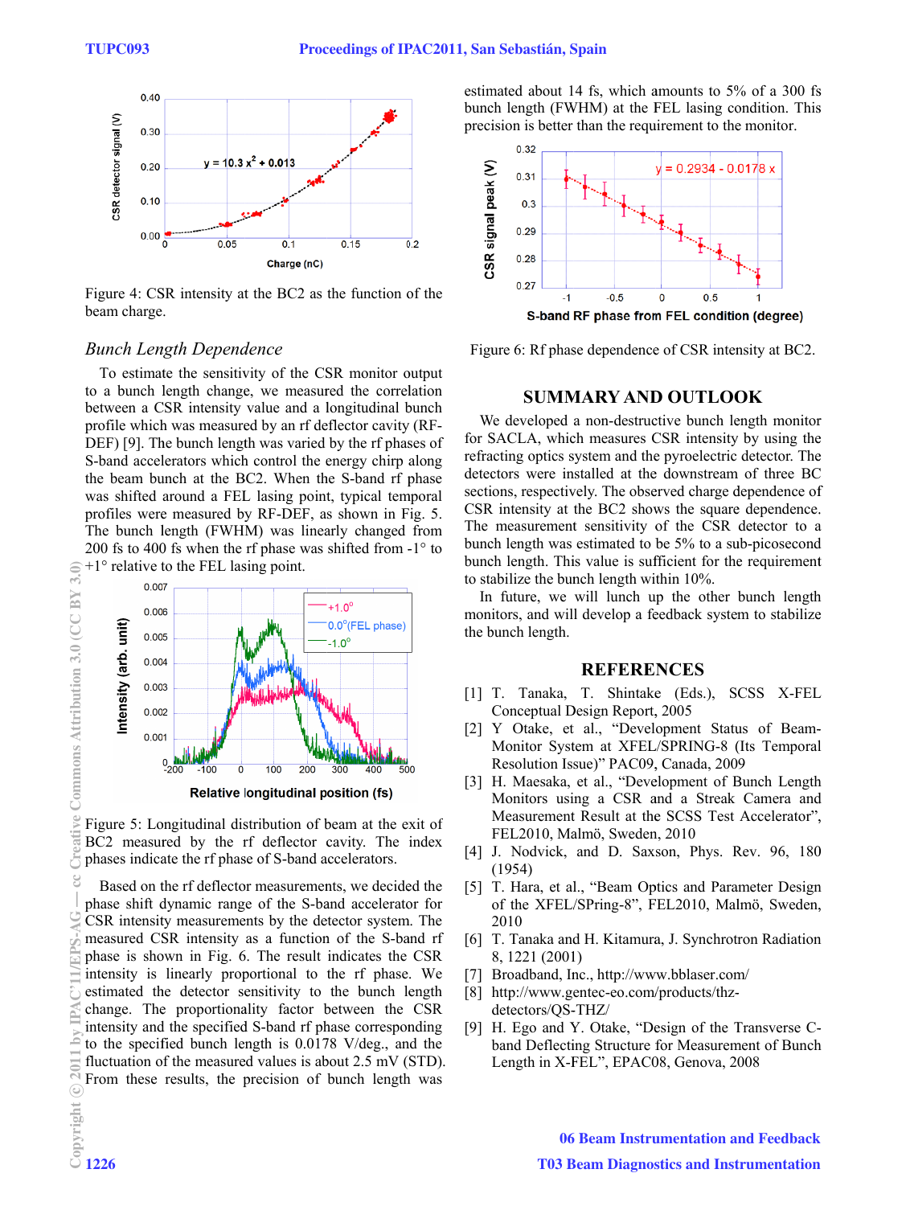0.40
0.30
0.20
0.10
0.00
CSR detector signal (V)
y = 10.3 x$^2$ + 0.013
0
0.05
0.1
0.15
0.2
Charge (nC)

Figure 4: CSR intensity at the BC2 as the function of the beam charge.

### *Bunch Length Dependence*

To estimate the sensitivity of the CSR monitor output to a bunch length change, we measured the correlation between a CSR intensity value and a longitudinal bunch profile which was measured by an rf deflector cavity (RF-DEF) [9]. The bunch length was varied by the rf phases of S-band accelerators which control the energy chirp along the bunch bunch at the BC2. When the S-band rf phase was shifted around a FEL lasing point, typical temporal profiles were measured by RF-DEF, as shown in Fig. 5. The bunch length (FWHM) was linearly changed from 200 fs to 400 fs when the rf phase was shifted from -1° to +1° relative to the FEL lasing point.

0.007
0.006
0.005
0.004
0.003
0.002
0.001
0
Intensity (arb. unit)
+1.0°
0.0°(FEL phase)
-1.0°
-200
-100
0
100
200
300
400
500
Relative longitudinal position (fs)

Figure 5: Longitudinal distribution of beam at the exit of BC2 measured by the rf deflector cavity. The index phases indicate the rf phase of S-band accelerators.

Based on the rf deflector measurements, we decided the phase shift dynamic range of the S-band accelerator for CSR intensity measurements by the detector system. The measured CSR intensity as a function of the S-band rf phase is shown in Fig. 6. The result indicates the CSR intensity is linearly proportional to the rf phase. We estimated the detector sensitivity to the bunch length change. The proportionality factor between the CSR intensity and the specified S-band rf phase corresponding to the specified bunch length is 0.0178 V/deg., and the fluctuation of the measured values is about 2.5 mV (STD). From these results, the precision of bunch length was estimated about 14 fs, which amounts to 5% of a 300 fs bunch length (FWHM) at the FEL lasing condition. This precision is better than the requirement to the monitor.

0.32
0.31
0.3
0.29
0.28
0.27
CSR signal peak (V)
y = 0.2934 - 0.0178 x
-1
-0.5
0
0.5
1
S-band RF phase from FEL condition (degree)

Figure 6: Rf phase dependence of CSR intensity at BC2.

## SUMMARY AND OUTLOOK

We developed a non-destructive bunch length monitor for SACLA, which measures CSR intensity by using the refracting optics system and the pyroelectric detector. The detectors were installed at the downstream of three BC sections, respectively. The observed charge dependence of CSR intensity at the BC2 shows the square dependence. The measurement sensitivity of the CSR detector to a bunch length was estimated to be 5% to a sub-picosecond bunch length. This value is sufficient for the requirement to stabilize the bunch length within 10%.

In future, we will lunch up the other bunch length monitors, and will develop a feedback system to stabilize the bunch length.

## REFERENCES

[1] T. Tanaka, T. Shintake (Eds.), SCSS X-FEL Conceptual Design Report, 2005

[2] Y Otake, et al., "Development Status of Beam-Monitor System at XFEL/SPRING-8 (Its Temporal Resolution Issue)" PAC09, Canada, 2009

[3] H. Maesaka, et al., "Development of Bunch Length Monitors using a CSR and a Streak Camera and Measurement Result at the SCSS Test Accelerator", FEL2010, Malmö, Sweden, 2010

[4] J. Nodvick, and D. Saxson, Phys. Rev. 96, 180 (1954)

[5] T. Hara, et al., "Beam Optics and Parameter Design of the XFEL/SPring-8", FEL2010, Malmö, Sweden, 2010

[6] T. Tanaka and H. Kitamura, J. Synchrotron Radiation 8, 1221 (2001)

[7] Broadband, Inc., http://www.bblaser.com/

[8] http://www.gentec-eo.com/products/thz-detectors/QS-THZ/

[9] H. Ego and Y. Otake, "Design of the Transverse C-band Deflecting Structure for Measurement of Bunch Length in X-FEL", EPAC08, Genova, 2008